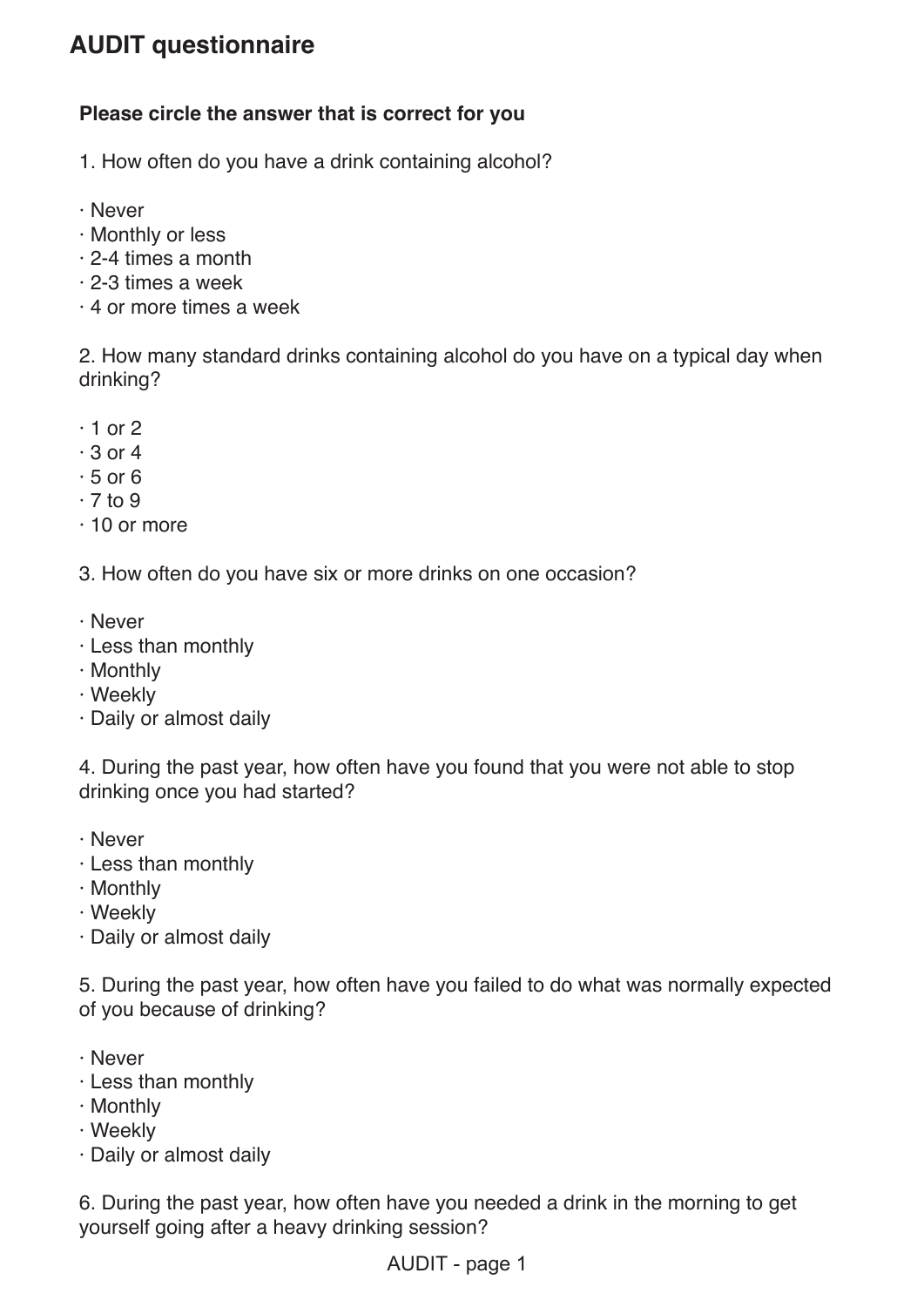# AUDIT questionnaire

**Please circle the answer that is correct for you**

1. How often do you have a drink containing alcohol?

- Never
- Monthly or less
- 2-4 times a month
- 2-3 times a week
- 4 or more times a week

2. How many standard drinks containing alcohol do you have on a typical day when drinking?

- 1 or 2
- 3 or 4
- 5 or 6
- 7 to 9
- 10 or more

3. How often do you have six or more drinks on one occasion?

- Never
- Less than monthly
- Monthly
- Weekly
- Daily or almost daily

4. During the past year, how often have you found that you were not able to stop drinking once you had started?

- Never
- Less than monthly
- Monthly
- Weekly
- Daily or almost daily

5. During the past year, how often have you failed to do what was normally expected of you because of drinking?

- Never
- Less than monthly
- Monthly
- Weekly
- Daily or almost daily

6. During the past year, how often have you needed a drink in the morning to get yourself going after a heavy drinking session?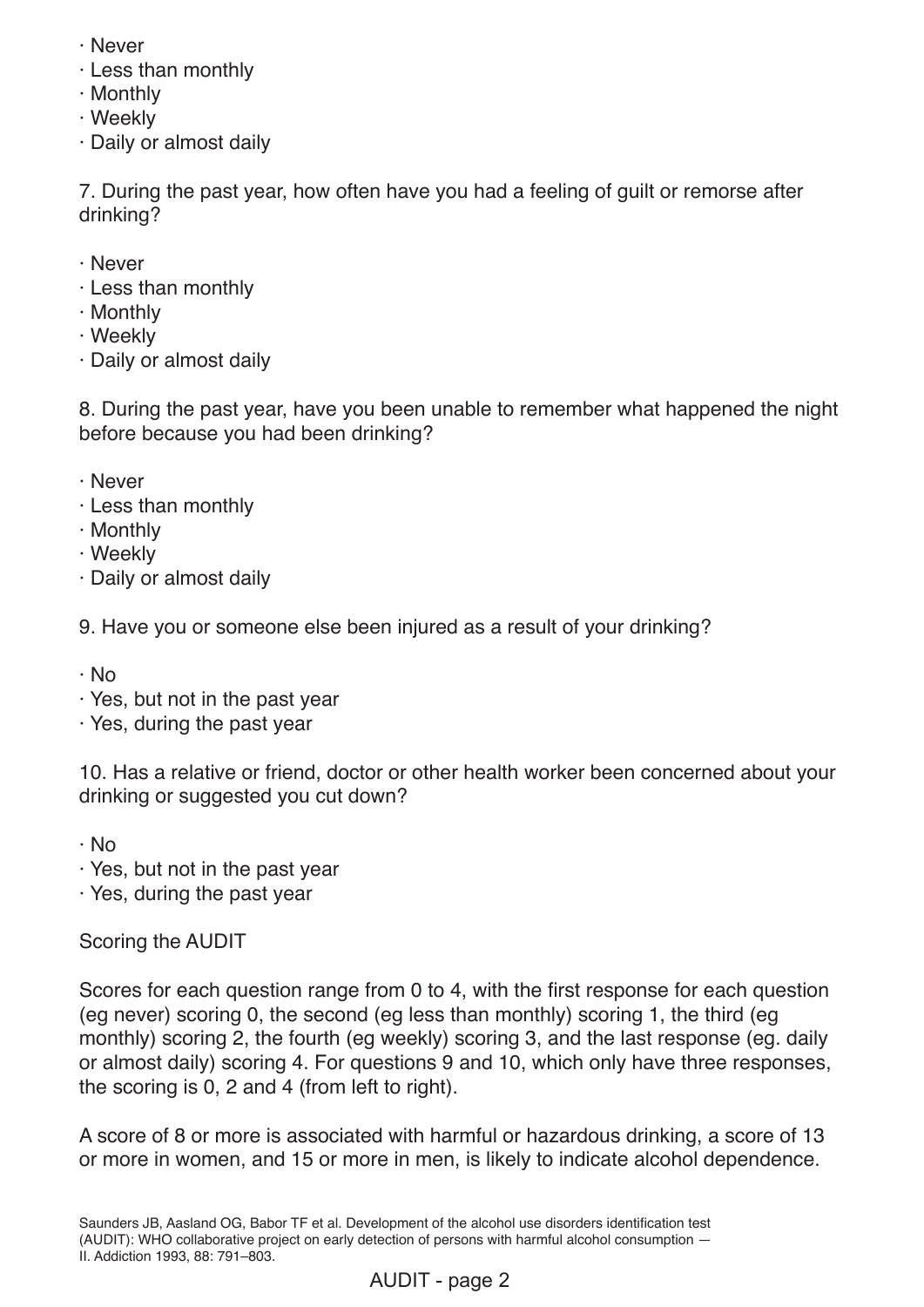· Never
· Less than monthly
· Monthly
· Weekly
· Daily or almost daily

7. During the past year, how often have you had a feeling of guilt or remorse after drinking?

· Never
· Less than monthly
· Monthly
· Weekly
· Daily or almost daily

8. During the past year, have you been unable to remember what happened the night before because you had been drinking?

· Never
· Less than monthly
· Monthly
· Weekly
· Daily or almost daily

9. Have you or someone else been injured as a result of your drinking?

· No
· Yes, but not in the past year
· Yes, during the past year

10. Has a relative or friend, doctor or other health worker been concerned about your drinking or suggested you cut down?

· No
· Yes, but not in the past year
· Yes, during the past year

Scoring the AUDIT

Scores for each question range from 0 to 4, with the first response for each question (eg never) scoring 0, the second (eg less than monthly) scoring 1, the third (eg monthly) scoring 2, the fourth (eg weekly) scoring 3, and the last response (eg. daily or almost daily) scoring 4. For questions 9 and 10, which only have three responses, the scoring is 0, 2 and 4 (from left to right).

A score of 8 or more is associated with harmful or hazardous drinking, a score of 13 or more in women, and 15 or more in men, is likely to indicate alcohol dependence.

Saunders JB, Aasland OG, Babor TF et al. Development of the alcohol use disorders identification test (AUDIT): WHO collaborative project on early detection of persons with harmful alcohol consumption — II. Addiction 1993, 88: 791–803.